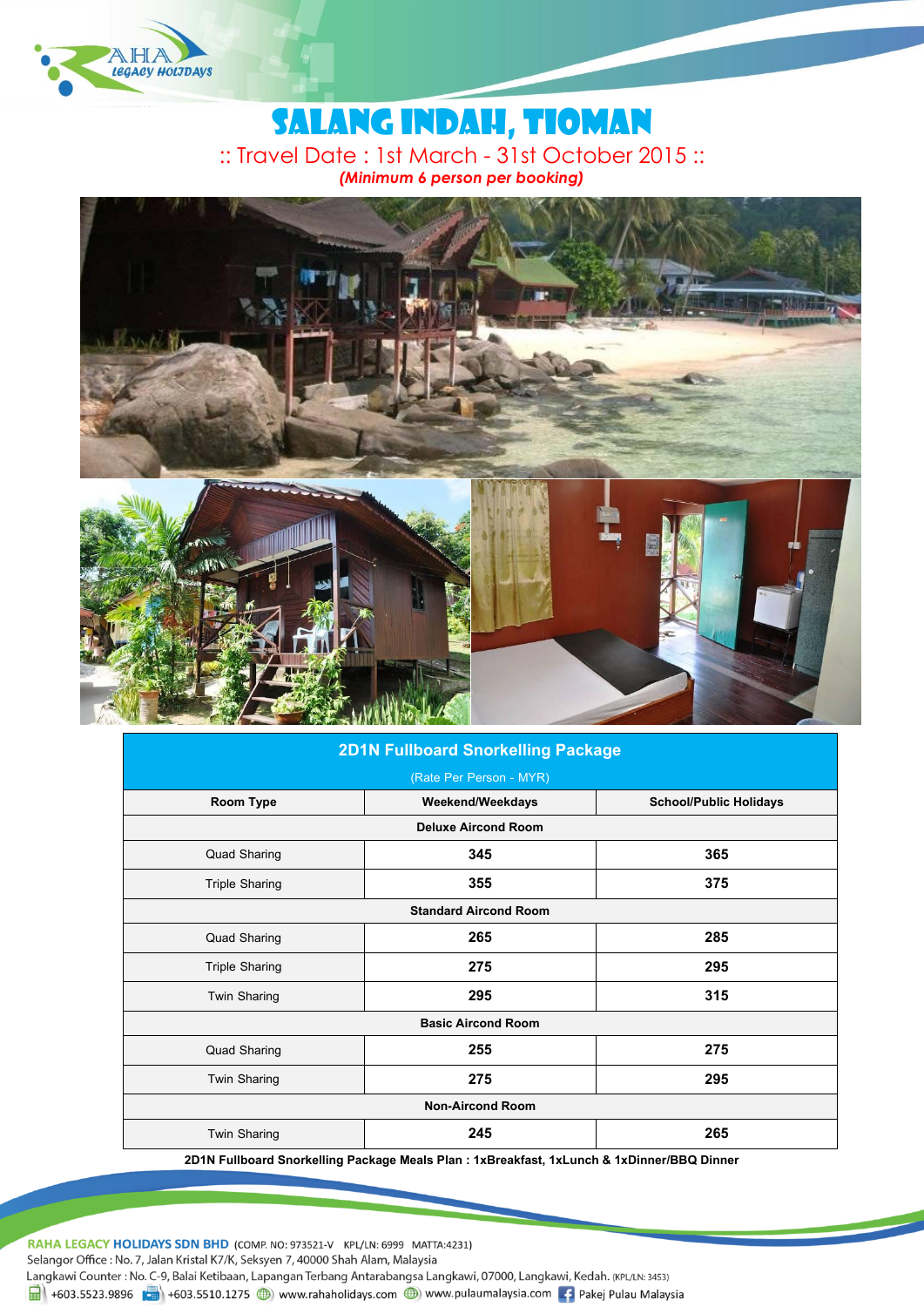# SALANG INDAH, TIOMAN

:: Travel Date : 1st March - 31st October 2015 ::

***(Minimum 6 person per booking)***

| **2D1N Fullboard Snorkelling Package** (Rate Per Person - MYR) | | |
|---|---|---|
| **Room Type** | **Weekend/Weekdays** | **School/Public Holidays** |
| **Deluxe Aircond Room** | | |
| Quad Sharing | **345** | **365** |
| Triple Sharing | **355** | **375** |
| **Standard Aircond Room** | | |
| Quad Sharing | **265** | **285** |
| Triple Sharing | **275** | **295** |
| Twin Sharing | **295** | **315** |
| **Basic Aircond Room** | | |
| Quad Sharing | **255** | **275** |
| Twin Sharing | **275** | **295** |
| **Non-Aircond Room** | | |
| Twin Sharing | **245** | **265** |

**2D1N Fullboard Snorkelling Package Meals Plan : 1xBreakfast, 1xLunch & 1xDinner/BBQ Dinner**

**RAHA LEGACY HOLIDAYS SDN BHD** (COMP. NO: 973521-V KPL/LN: 6999 MATTA:4231)
Selangor Office : No. 7, Jalan Kristal K7/K, Seksyen 7, 40000 Shah Alam, Malaysia
Langkawi Counter : No. C-9, Balai Ketibaan, Lapangan Terbang Antarabangsa Langkawi, 07000, Langkawi, Kedah. (KPL/LN: 3453)
+603.5523.9896 +603.5510.1275 www.rahaholidays.com www.pulaumalaysia.com Pakej Pulau Malaysia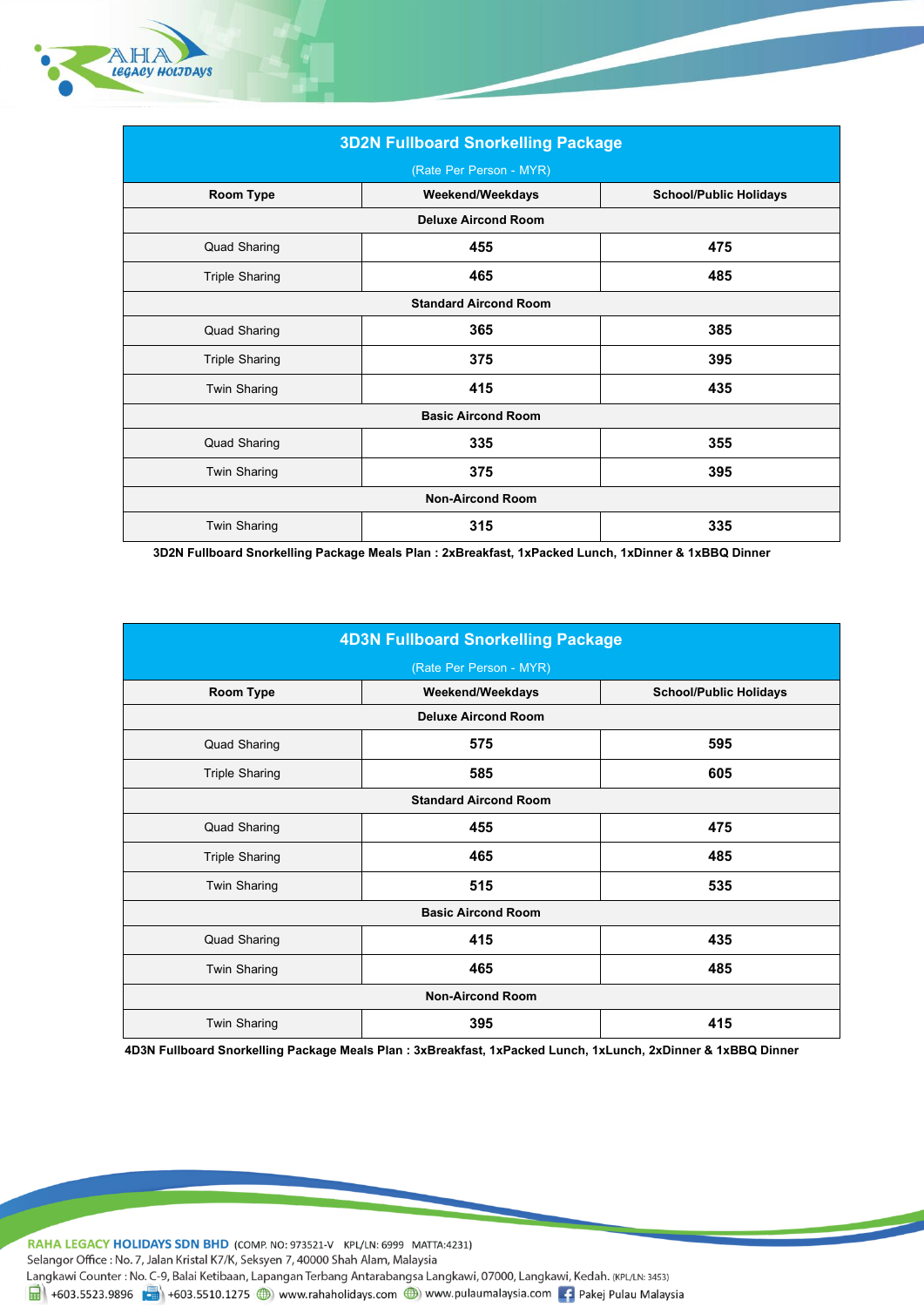| 3D2N Fullboard Snorkelling Package (Rate Per Person - MYR) | | |
|---|---|---|
| **Room Type** | **Weekend/Weekdays** | **School/Public Holidays** |
| **Deluxe Aircond Room** | | |
| Quad Sharing | **455** | **475** |
| Triple Sharing | **465** | **485** |
| **Standard Aircond Room** | | |
| Quad Sharing | **365** | **385** |
| Triple Sharing | **375** | **395** |
| Twin Sharing | **415** | **435** |
| **Basic Aircond Room** | | |
| Quad Sharing | **335** | **355** |
| Twin Sharing | **375** | **395** |
| **Non-Aircond Room** | | |
| Twin Sharing | **315** | **335** |

**3D2N Fullboard Snorkelling Package Meals Plan : 2xBreakfast, 1xPacked Lunch, 1xDinner & 1xBBQ Dinner**

| 4D3N Fullboard Snorkelling Package (Rate Per Person - MYR) | | |
|---|---|---|
| **Room Type** | **Weekend/Weekdays** | **School/Public Holidays** |
| **Deluxe Aircond Room** | | |
| Quad Sharing | **575** | **595** |
| Triple Sharing | **585** | **605** |
| **Standard Aircond Room** | | |
| Quad Sharing | **455** | **475** |
| Triple Sharing | **465** | **485** |
| Twin Sharing | **515** | **535** |
| **Basic Aircond Room** | | |
| Quad Sharing | **415** | **435** |
| Twin Sharing | **465** | **485** |
| **Non-Aircond Room** | | |
| Twin Sharing | **395** | **415** |

**4D3N Fullboard Snorkelling Package Meals Plan : 3xBreakfast, 1xPacked Lunch, 1xLunch, 2xDinner & 1xBBQ Dinner**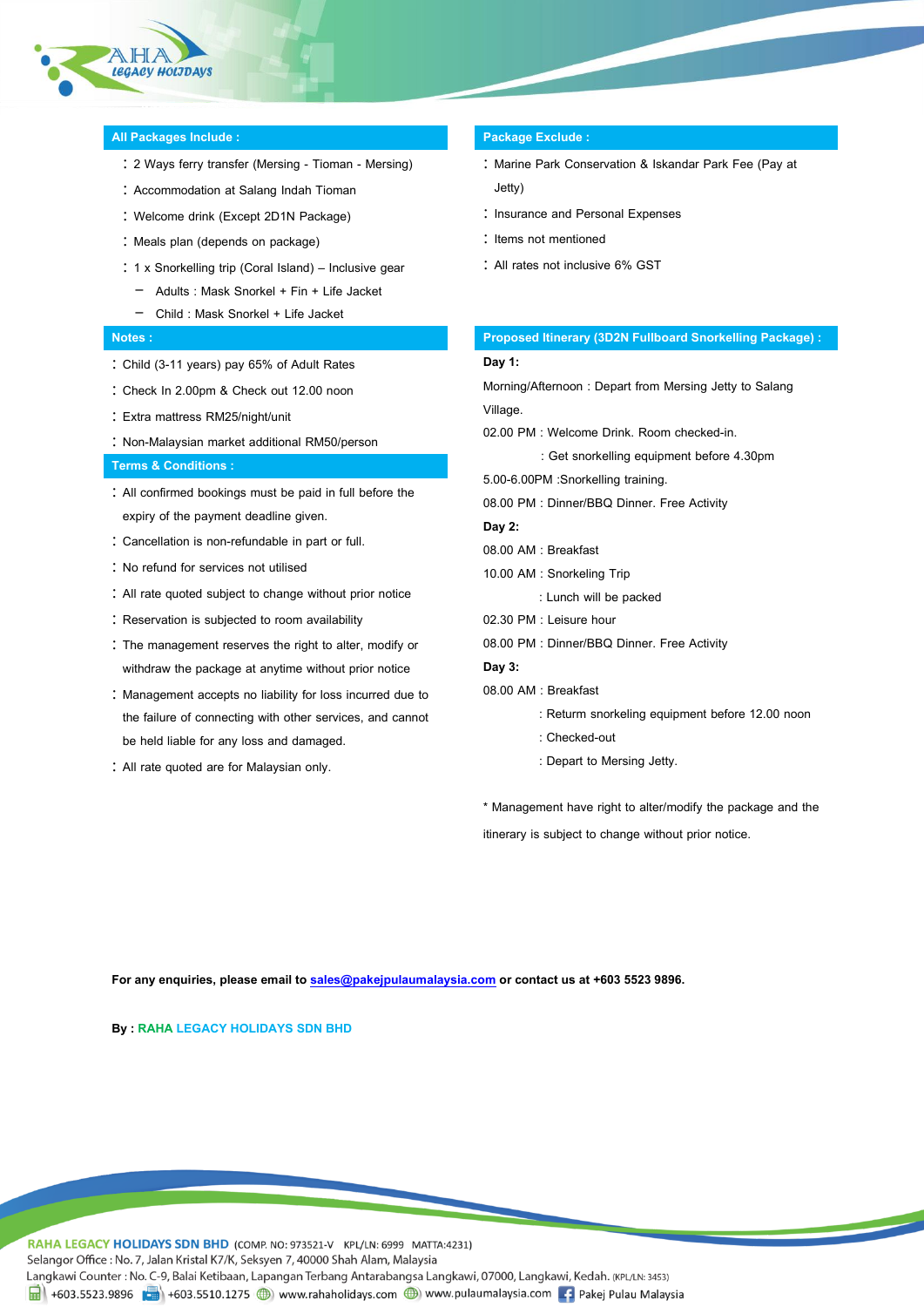## All Packages Include :

- 2 Ways ferry transfer (Mersing - Tioman - Mersing)
- Accommodation at Salang Indah Tioman
- Welcome drink (Except 2D1N Package)
- Meals plan (depends on package)
- 1 x Snorkelling trip (Coral Island) – Inclusive gear
  - Adults : Mask Snorkel + Fin + Life Jacket
  - Child : Mask Snorkel + Life Jacket

## Notes :

- Child (3-11 years) pay 65% of Adult Rates
- Check In 2.00pm & Check out 12.00 noon
- Extra mattress RM25/night/unit
- Non-Malaysian market additional RM50/person

## Terms & Conditions :

- All confirmed bookings must be paid in full before the expiry of the payment deadline given.
- Cancellation is non-refundable in part or full.
- No refund for services not utilised
- All rate quoted subject to change without prior notice
- Reservation is subjected to room availability
- The management reserves the right to alter, modify or withdraw the package at anytime without prior notice
- Management accepts no liability for loss incurred due to the failure of connecting with other services, and cannot be held liable for any loss and damaged.
- All rate quoted are for Malaysian only.

## Package Exclude :

- Marine Park Conservation & Iskandar Park Fee (Pay at Jetty)
- Insurance and Personal Expenses
- Items not mentioned
- All rates not inclusive 6% GST

## Proposed Itinerary (3D2N Fullboard Snorkelling Package) :

**Day 1:**

Morning/Afternoon : Depart from Mersing Jetty to Salang Village.

02.00 PM : Welcome Drink. Room checked-in.

: Get snorkelling equipment before 4.30pm

5.00-6.00PM :Snorkelling training.

08.00 PM : Dinner/BBQ Dinner. Free Activity

**Day 2:**

08.00 AM : Breakfast

10.00 AM : Snorkeling Trip

: Lunch will be packed

02.30 PM : Leisure hour

08.00 PM : Dinner/BBQ Dinner. Free Activity

**Day 3:**

08.00 AM : Breakfast

: Return snorkeling equipment before 12.00 noon

: Checked-out

: Depart to Mersing Jetty.

* Management have right to alter/modify the package and the itinerary is subject to change without prior notice.

**For any enquiries, please email to sales@pakejpulaumalaysia.com or contact us at +603 5523 9896.**

**By : RAHA LEGACY HOLIDAYS SDN BHD**

RAHA LEGACY HOLIDAYS SDN BHD (COMP. NO: 973521-V KPL/LN: 6999 MATTA:4231)
Selangor Office : No. 7, Jalan Kristal K7/K, Seksyen 7, 40000 Shah Alam, Malaysia
Langkawi Counter : No. C-9, Balai Ketibaan, Lapangan Terbang Antarabangsa Langkawi, 07000, Langkawi, Kedah. (KPL/LN: 3453)
+603.5523.9896 +603.5510.1275 www.rahaholidays.com www.pulaumalaysia.com Pakej Pulau Malaysia